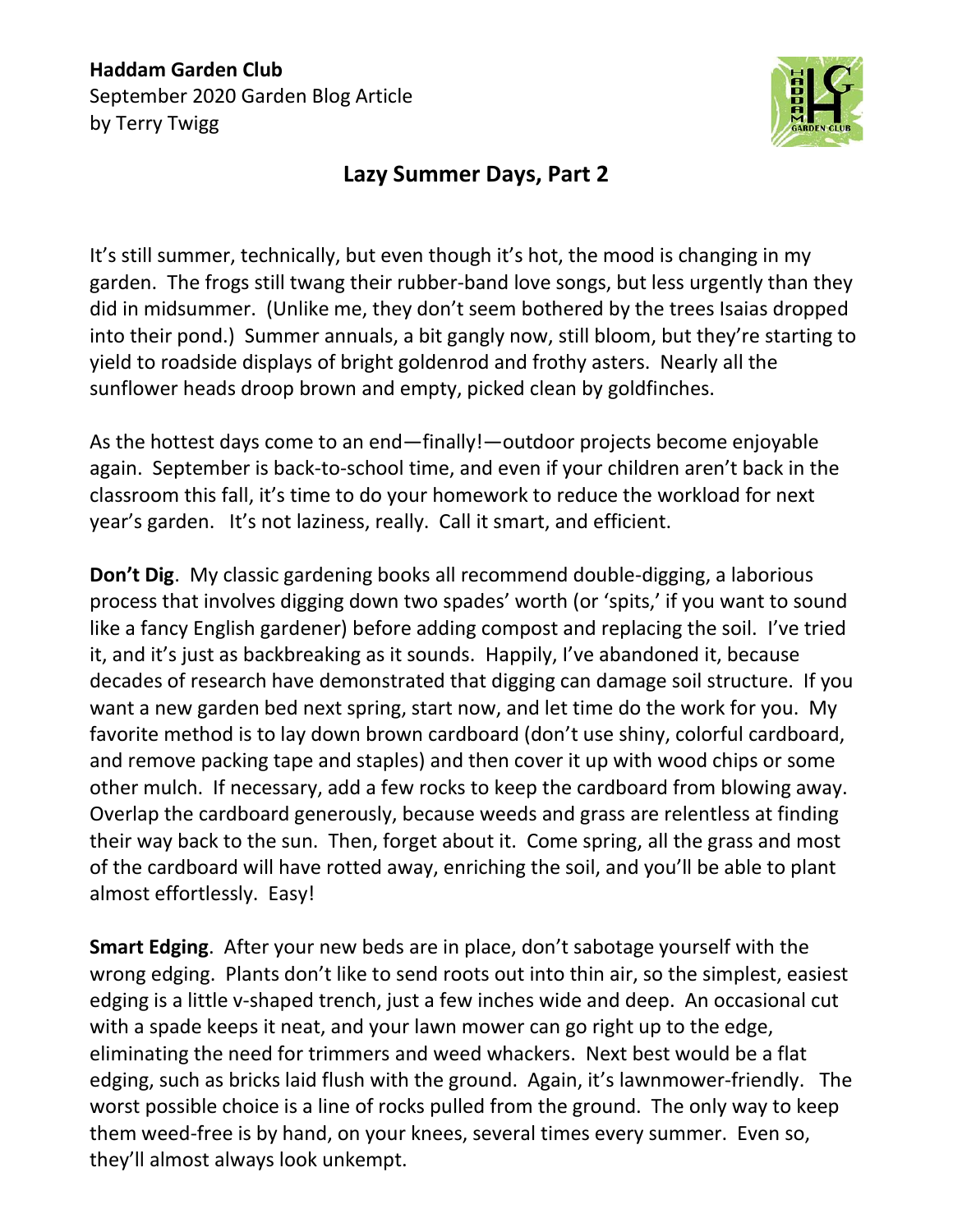**Haddam Garden Club**
September 2020 Garden Blog Article
by Terry Twigg

## Lazy Summer Days, Part 2

It's still summer, technically, but even though it's hot, the mood is changing in my garden. The frogs still twang their rubber-band love songs, but less urgently than they did in midsummer. (Unlike me, they don't seem bothered by the trees Isaias dropped into their pond.) Summer annuals, a bit gangly now, still bloom, but they're starting to yield to roadside displays of bright goldenrod and frothy asters. Nearly all the sunflower heads droop brown and empty, picked clean by goldfinches.

As the hottest days come to an end—finally!—outdoor projects become enjoyable again. September is back-to-school time, and even if your children aren't back in the classroom this fall, it's time to do your homework to reduce the workload for next year's garden. It's not laziness, really. Call it smart, and efficient.

**Don't Dig**. My classic gardening books all recommend double-digging, a laborious process that involves digging down two spades' worth (or 'spits,' if you want to sound like a fancy English gardener) before adding compost and replacing the soil. I've tried it, and it's just as backbreaking as it sounds. Happily, I've abandoned it, because decades of research have demonstrated that digging can damage soil structure. If you want a new garden bed next spring, start now, and let time do the work for you. My favorite method is to lay down brown cardboard (don't use shiny, colorful cardboard, and remove packing tape and staples) and then cover it up with wood chips or some other mulch. If necessary, add a few rocks to keep the cardboard from blowing away. Overlap the cardboard generously, because weeds and grass are relentless at finding their way back to the sun. Then, forget about it. Come spring, all the grass and most of the cardboard will have rotted away, enriching the soil, and you'll be able to plant almost effortlessly. Easy!

**Smart Edging**. After your new beds are in place, don't sabotage yourself with the wrong edging. Plants don't like to send roots out into thin air, so the simplest, easiest edging is a little v-shaped trench, just a few inches wide and deep. An occasional cut with a spade keeps it neat, and your lawn mower can go right up to the edge, eliminating the need for trimmers and weed whackers. Next best would be a flat edging, such as bricks laid flush with the ground. Again, it's lawnmower-friendly. The worst possible choice is a line of rocks pulled from the ground. The only way to keep them weed-free is by hand, on your knees, several times every summer. Even so, they'll almost always look unkempt.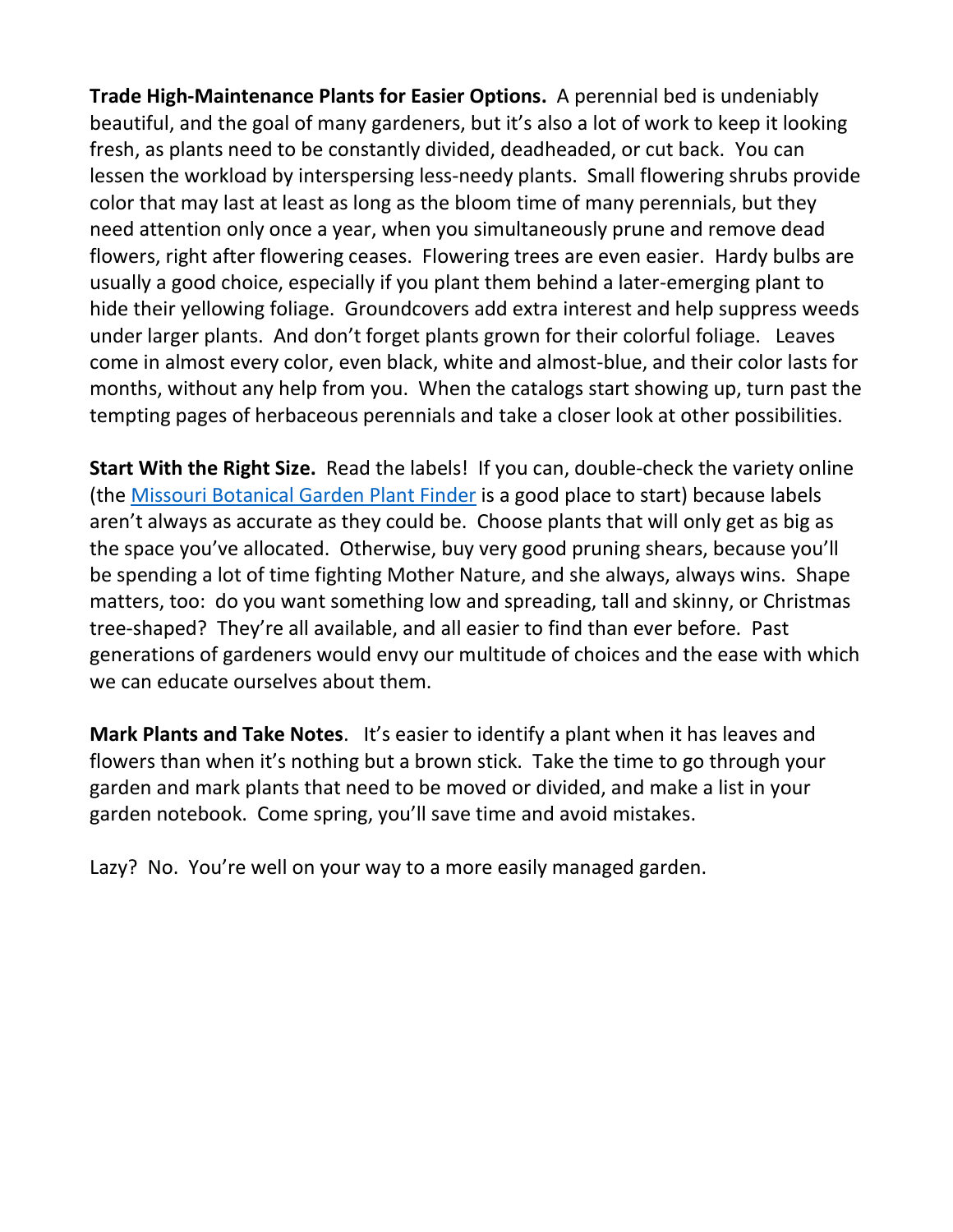**Trade High-Maintenance Plants for Easier Options.** A perennial bed is undeniably beautiful, and the goal of many gardeners, but it's also a lot of work to keep it looking fresh, as plants need to be constantly divided, deadheaded, or cut back. You can lessen the workload by interspersing less-needy plants. Small flowering shrubs provide color that may last at least as long as the bloom time of many perennials, but they need attention only once a year, when you simultaneously prune and remove dead flowers, right after flowering ceases. Flowering trees are even easier. Hardy bulbs are usually a good choice, especially if you plant them behind a later-emerging plant to hide their yellowing foliage. Groundcovers add extra interest and help suppress weeds under larger plants. And don't forget plants grown for their colorful foliage. Leaves come in almost every color, even black, white and almost-blue, and their color lasts for months, without any help from you. When the catalogs start showing up, turn past the tempting pages of herbaceous perennials and take a closer look at other possibilities.

**Start With the Right Size.** Read the labels! If you can, double-check the variety online (the Missouri Botanical Garden Plant Finder is a good place to start) because labels aren't always as accurate as they could be. Choose plants that will only get as big as the space you've allocated. Otherwise, buy very good pruning shears, because you'll be spending a lot of time fighting Mother Nature, and she always, always wins. Shape matters, too: do you want something low and spreading, tall and skinny, or Christmas tree-shaped? They're all available, and all easier to find than ever before. Past generations of gardeners would envy our multitude of choices and the ease with which we can educate ourselves about them.

**Mark Plants and Take Notes**. It's easier to identify a plant when it has leaves and flowers than when it's nothing but a brown stick. Take the time to go through your garden and mark plants that need to be moved or divided, and make a list in your garden notebook. Come spring, you'll save time and avoid mistakes.

Lazy? No. You're well on your way to a more easily managed garden.